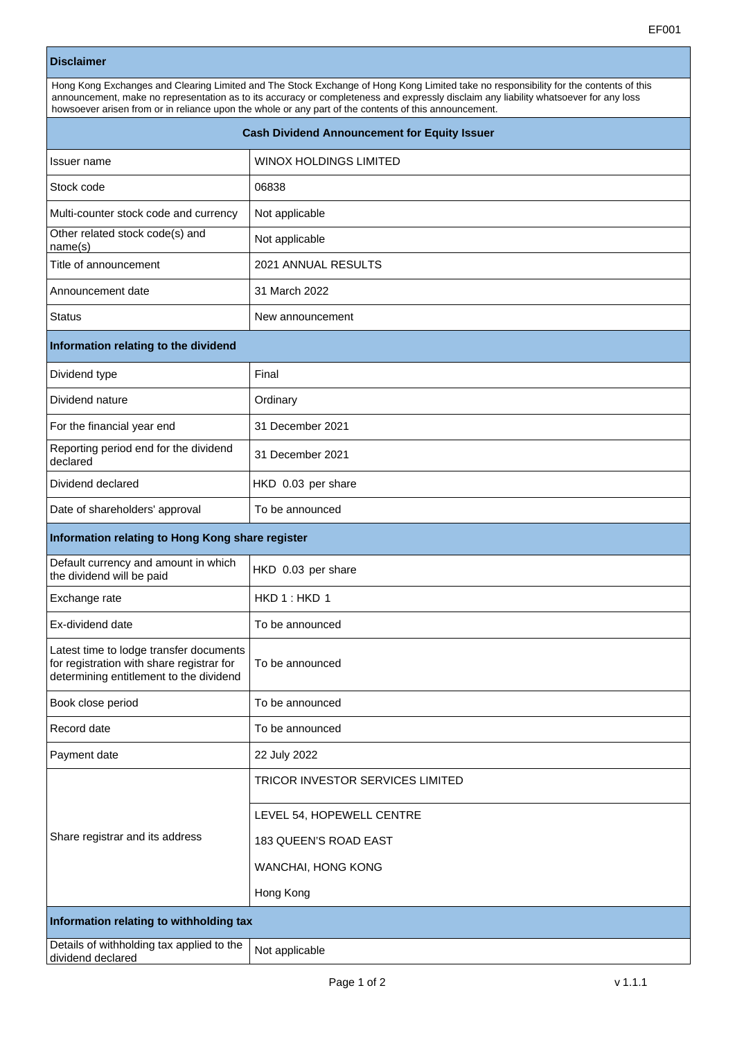EF001

| Disclaimer | |
|---|---|
| Hong Kong Exchanges and Clearing Limited and The Stock Exchange of Hong Kong Limited take no responsibility for the contents of this announcement, make no representation as to its accuracy or completeness and expressly disclaim any liability whatsoever for any loss howsoever arisen from or in reliance upon the whole or any part of the contents of this announcement. | |
| **Cash Dividend Announcement for Equity Issuer** | |
| Issuer name | WINOX HOLDINGS LIMITED |
| Stock code | 06838 |
| Multi-counter stock code and currency | Not applicable |
| Other related stock code(s) and name(s) | Not applicable |
| Title of announcement | 2021 ANNUAL RESULTS |
| Announcement date | 31 March 2022 |
| Status | New announcement |
| **Information relating to the dividend** | |
| Dividend type | Final |
| Dividend nature | Ordinary |
| For the financial year end | 31 December 2021 |
| Reporting period end for the dividend declared | 31 December 2021 |
| Dividend declared | HKD 0.03 per share |
| Date of shareholders' approval | To be announced |
| **Information relating to Hong Kong share register** | |
| Default currency and amount in which the dividend will be paid | HKD 0.03 per share |
| Exchange rate | HKD 1 : HKD 1 |
| Ex-dividend date | To be announced |
| Latest time to lodge transfer documents for registration with share registrar for determining entitlement to the dividend | To be announced |
| Book close period | To be announced |
| Record date | To be announced |
| Payment date | 22 July 2022 |
| Share registrar and its address | TRICOR INVESTOR SERVICES LIMITED<br><br>LEVEL 54, HOPEWELL CENTRE<br>183 QUEEN'S ROAD EAST<br>WANCHAI, HONG KONG<br>Hong Kong |
| **Information relating to withholding tax** | |
| Details of withholding tax applied to the dividend declared | Not applicable |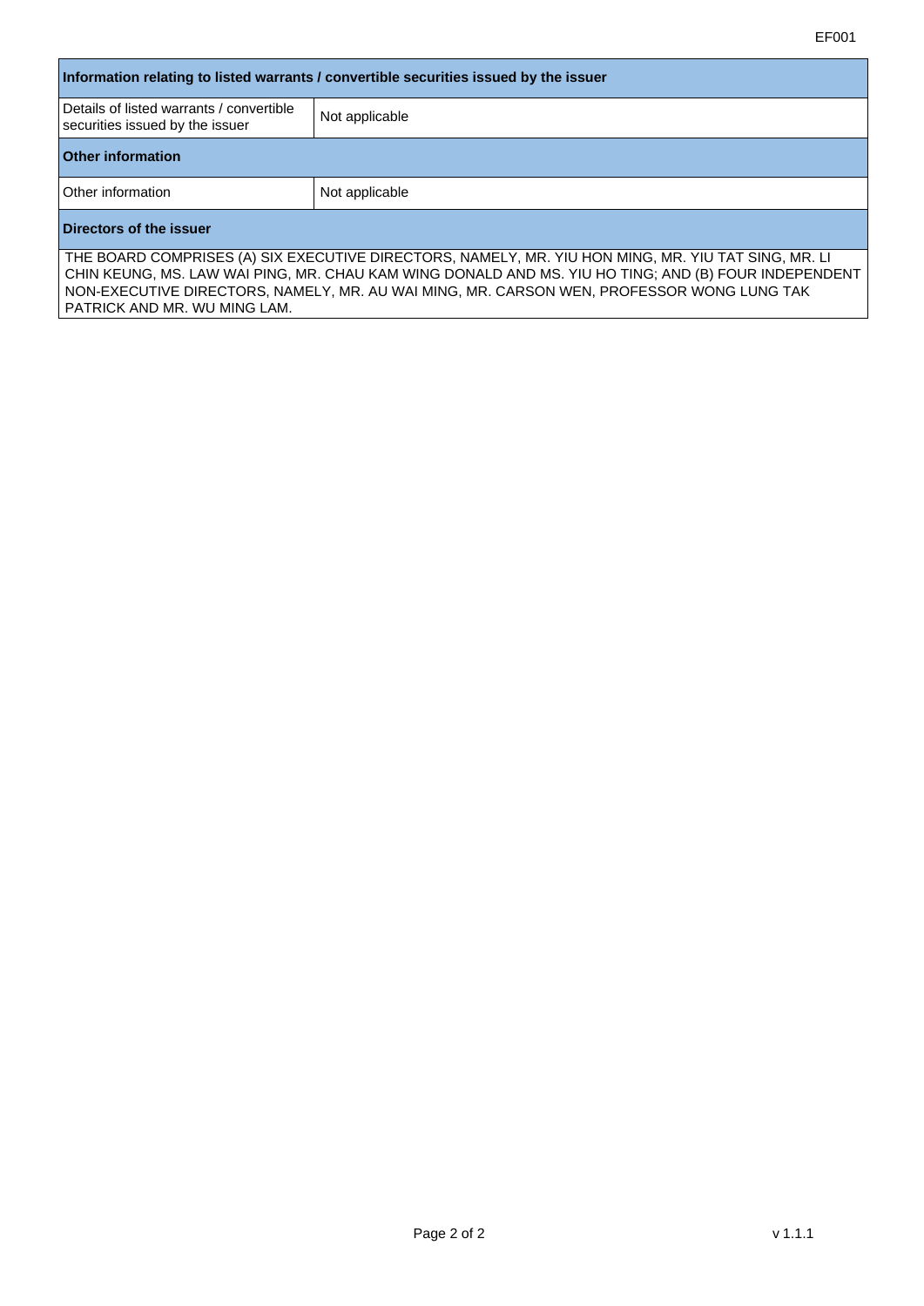| Information relating to listed warrants / convertible securities issued by the issuer | |
|---|---|
| Details of listed warrants / convertible securities issued by the issuer | Not applicable |
| **Other information** | |
| Other information | Not applicable |
| **Directors of the issuer** | |

THE BOARD COMPRISES (A) SIX EXECUTIVE DIRECTORS, NAMELY, MR. YIU HON MING, MR. YIU TAT SING, MR. LI CHIN KEUNG, MS. LAW WAI PING, MR. CHAU KAM WING DONALD AND MS. YIU HO TING; AND (B) FOUR INDEPENDENT NON-EXECUTIVE DIRECTORS, NAMELY, MR. AU WAI MING, MR. CARSON WEN, PROFESSOR WONG LUNG TAK PATRICK AND MR. WU MING LAM.